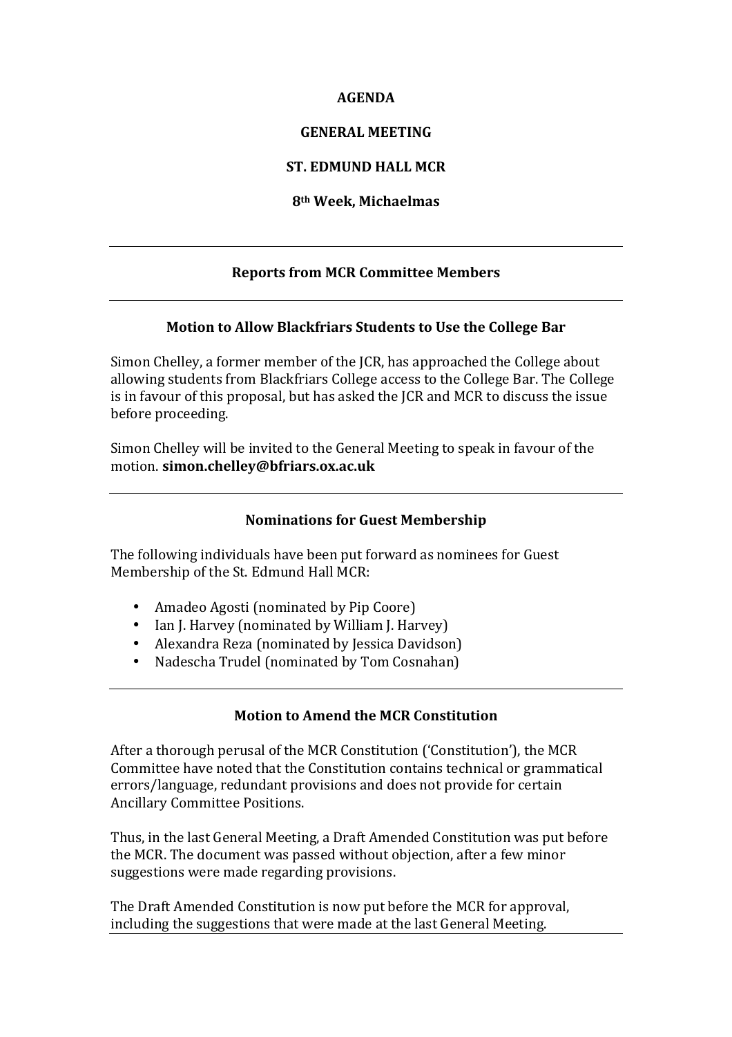# AGENDA

# GENERAL MEETING

# ST. EDMUND HALL MCR

# 8th Week, Michaelmas

---

## Reports from MCR Committee Members

---

## Motion to Allow Blackfriars Students to Use the College Bar

Simon Chelley, a former member of the JCR, has approached the College about allowing students from Blackfriars College access to the College Bar. The College is in favour of this proposal, but has asked the JCR and MCR to discuss the issue before proceeding.

Simon Chelley will be invited to the General Meeting to speak in favour of the motion. **simon.chelley@bfriars.ox.ac.uk**

---

## Nominations for Guest Membership

The following individuals have been put forward as nominees for Guest Membership of the St. Edmund Hall MCR:

- Amadeo Agosti (nominated by Pip Coore)
- Ian J. Harvey (nominated by William J. Harvey)
- Alexandra Reza (nominated by Jessica Davidson)
- Nadescha Trudel (nominated by Tom Cosnahan)

---

## Motion to Amend the MCR Constitution

After a thorough perusal of the MCR Constitution ('Constitution'), the MCR Committee have noted that the Constitution contains technical or grammatical errors/language, redundant provisions and does not provide for certain Ancillary Committee Positions.

Thus, in the last General Meeting, a Draft Amended Constitution was put before the MCR. The document was passed without objection, after a few minor suggestions were made regarding provisions.

The Draft Amended Constitution is now put before the MCR for approval, including the suggestions that were made at the last General Meeting.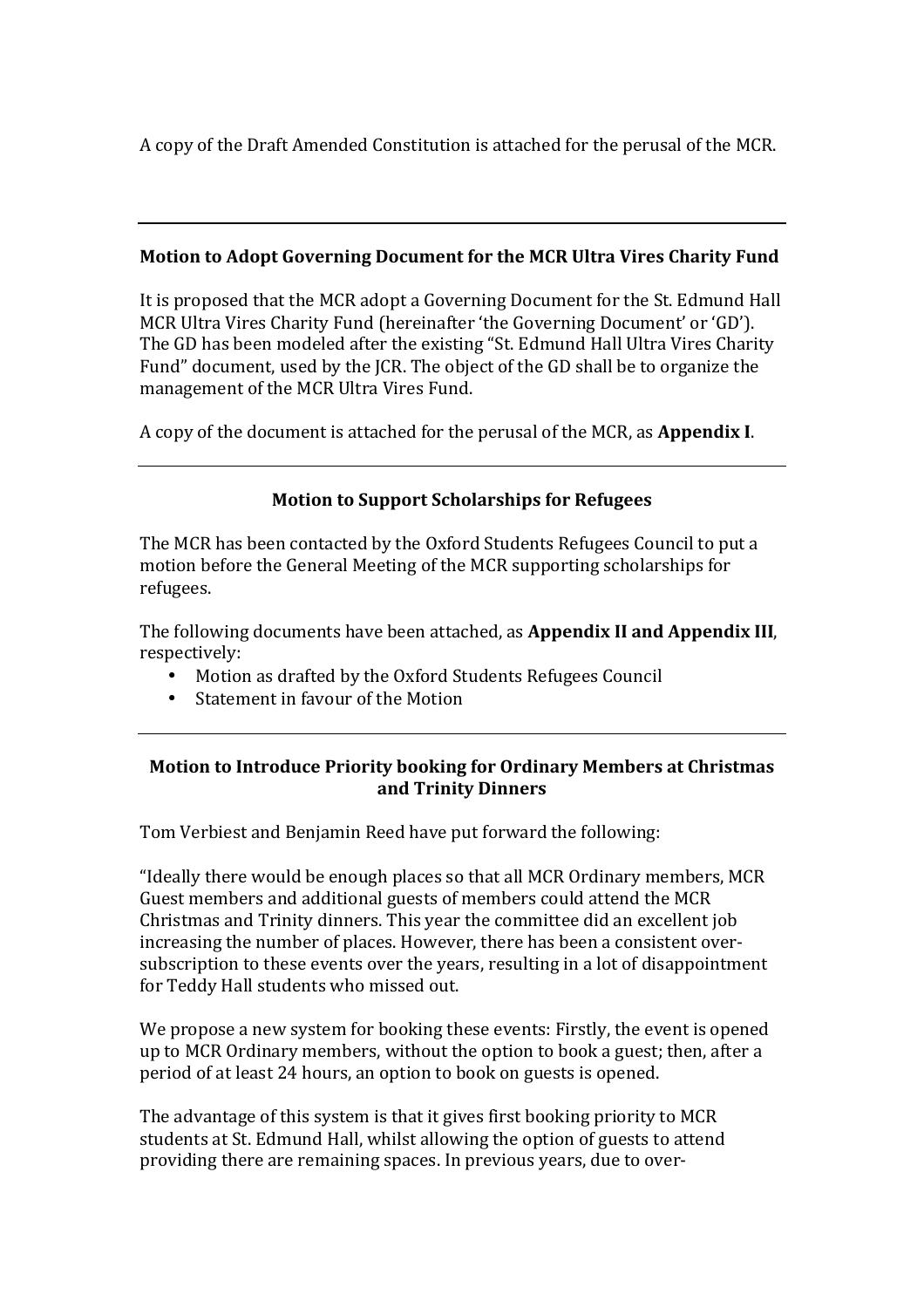A copy of the Draft Amended Constitution is attached for the perusal of the MCR.

---

### Motion to Adopt Governing Document for the MCR Ultra Vires Charity Fund

It is proposed that the MCR adopt a Governing Document for the St. Edmund Hall MCR Ultra Vires Charity Fund (hereinafter 'the Governing Document' or 'GD'). The GD has been modeled after the existing "St. Edmund Hall Ultra Vires Charity Fund" document, used by the JCR. The object of the GD shall be to organize the management of the MCR Ultra Vires Fund.

A copy of the document is attached for the perusal of the MCR, as **Appendix I**.

---

### Motion to Support Scholarships for Refugees

The MCR has been contacted by the Oxford Students Refugees Council to put a motion before the General Meeting of the MCR supporting scholarships for refugees.

The following documents have been attached, as **Appendix II and Appendix III**, respectively:

- Motion as drafted by the Oxford Students Refugees Council
- Statement in favour of the Motion

---

### Motion to Introduce Priority booking for Ordinary Members at Christmas and Trinity Dinners

Tom Verbiest and Benjamin Reed have put forward the following:

"Ideally there would be enough places so that all MCR Ordinary members, MCR Guest members and additional guests of members could attend the MCR Christmas and Trinity dinners. This year the committee did an excellent job increasing the number of places. However, there has been a consistent over-subscription to these events over the years, resulting in a lot of disappointment for Teddy Hall students who missed out.

We propose a new system for booking these events: Firstly, the event is opened up to MCR Ordinary members, without the option to book a guest; then, after a period of at least 24 hours, an option to book on guests is opened.

The advantage of this system is that it gives first booking priority to MCR students at St. Edmund Hall, whilst allowing the option of guests to attend providing there are remaining spaces. In previous years, due to over-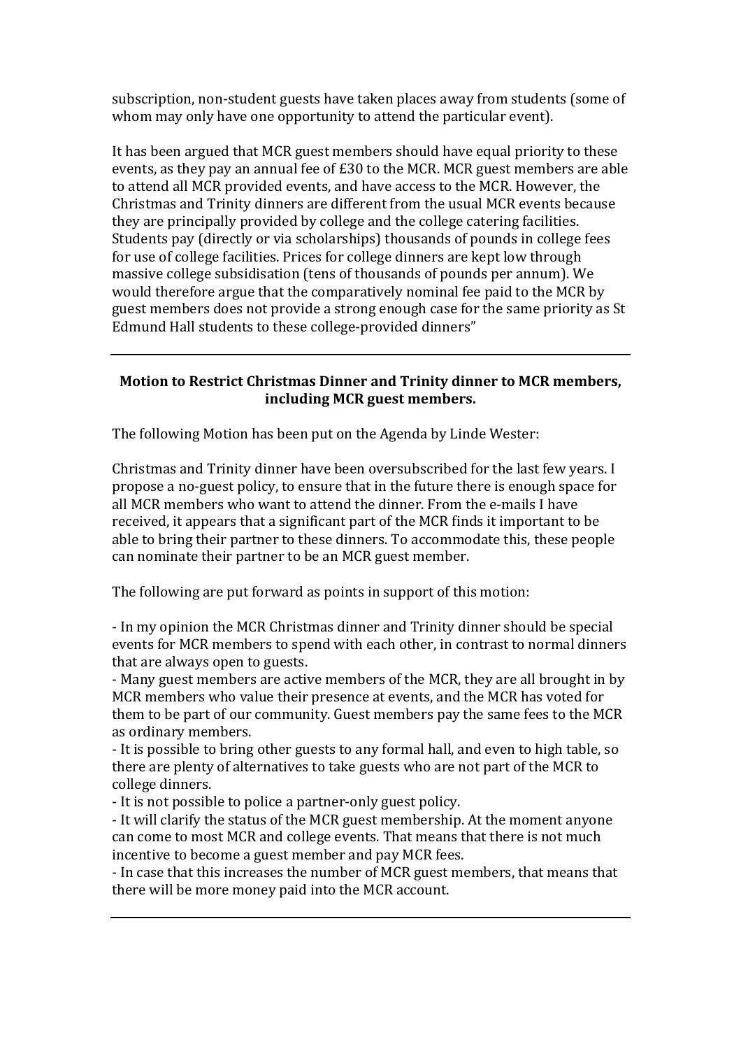subscription, non-student guests have taken places away from students (some of whom may only have one opportunity to attend the particular event).

It has been argued that MCR guest members should have equal priority to these events, as they pay an annual fee of £30 to the MCR. MCR guest members are able to attend all MCR provided events, and have access to the MCR. However, the Christmas and Trinity dinners are different from the usual MCR events because they are principally provided by college and the college catering facilities. Students pay (directly or via scholarships) thousands of pounds in college fees for use of college facilities. Prices for college dinners are kept low through massive college subsidisation (tens of thousands of pounds per annum). We would therefore argue that the comparatively nominal fee paid to the MCR by guest members does not provide a strong enough case for the same priority as St Edmund Hall students to these college-provided dinners"

---

**Motion to Restrict Christmas Dinner and Trinity dinner to MCR members, including MCR guest members.**

The following Motion has been put on the Agenda by Linde Wester:

Christmas and Trinity dinner have been oversubscribed for the last few years. I propose a no-guest policy, to ensure that in the future there is enough space for all MCR members who want to attend the dinner. From the e-mails I have received, it appears that a significant part of the MCR finds it important to be able to bring their partner to these dinners. To accommodate this, these people can nominate their partner to be an MCR guest member.

The following are put forward as points in support of this motion:

- In my opinion the MCR Christmas dinner and Trinity dinner should be special events for MCR members to spend with each other, in contrast to normal dinners that are always open to guests.
- Many guest members are active members of the MCR, they are all brought in by MCR members who value their presence at events, and the MCR has voted for them to be part of our community. Guest members pay the same fees to the MCR as ordinary members.
- It is possible to bring other guests to any formal hall, and even to high table, so there are plenty of alternatives to take guests who are not part of the MCR to college dinners.
- It is not possible to police a partner-only guest policy.
- It will clarify the status of the MCR guest membership. At the moment anyone can come to most MCR and college events. That means that there is not much incentive to become a guest member and pay MCR fees.
- In case that this increases the number of MCR guest members, that means that there will be more money paid into the MCR account.

---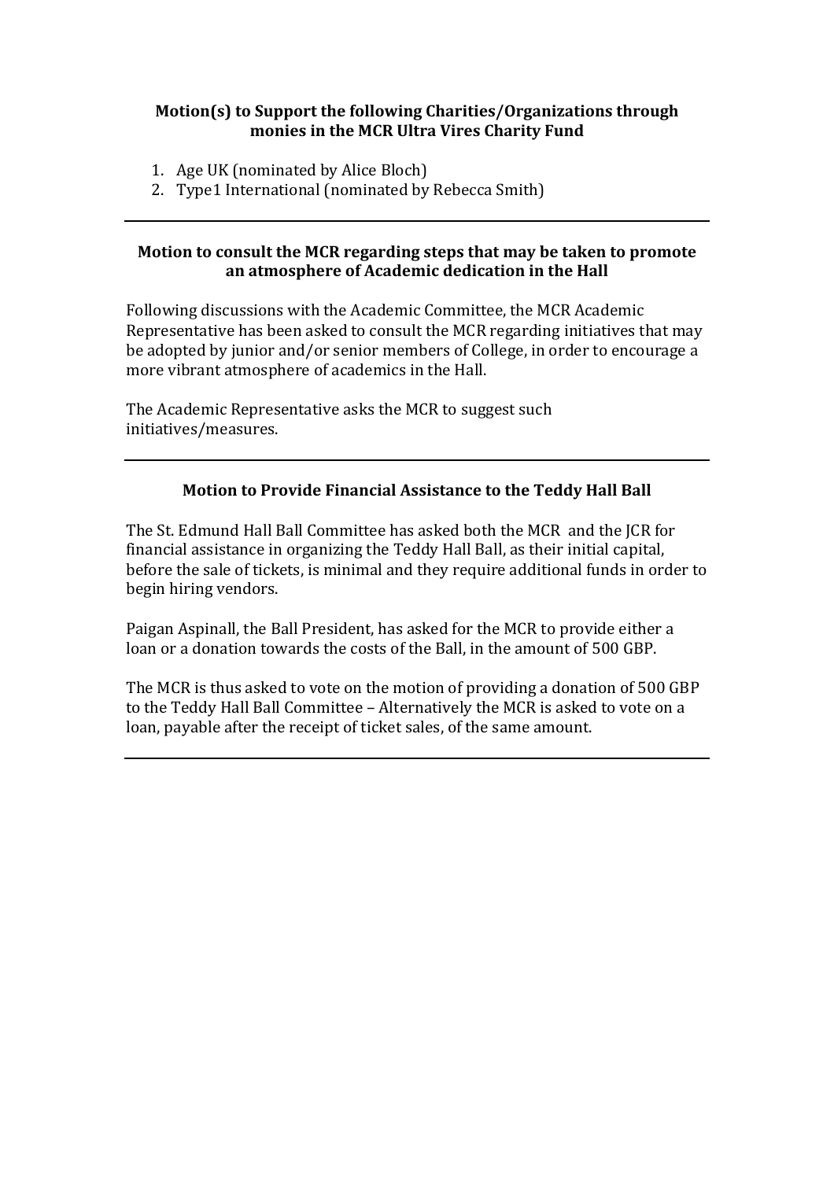**Motion(s) to Support the following Charities/Organizations through monies in the MCR Ultra Vires Charity Fund**

1. Age UK (nominated by Alice Bloch)
2. Type1 International (nominated by Rebecca Smith)

---

**Motion to consult the MCR regarding steps that may be taken to promote an atmosphere of Academic dedication in the Hall**

Following discussions with the Academic Committee, the MCR Academic Representative has been asked to consult the MCR regarding initiatives that may be adopted by junior and/or senior members of College, in order to encourage a more vibrant atmosphere of academics in the Hall.

The Academic Representative asks the MCR to suggest such initiatives/measures.

---

**Motion to Provide Financial Assistance to the Teddy Hall Ball**

The St. Edmund Hall Ball Committee has asked both the MCR and the JCR for financial assistance in organizing the Teddy Hall Ball, as their initial capital, before the sale of tickets, is minimal and they require additional funds in order to begin hiring vendors.

Paigan Aspinall, the Ball President, has asked for the MCR to provide either a loan or a donation towards the costs of the Ball, in the amount of 500 GBP.

The MCR is thus asked to vote on the motion of providing a donation of 500 GBP to the Teddy Hall Ball Committee – Alternatively the MCR is asked to vote on a loan, payable after the receipt of ticket sales, of the same amount.

---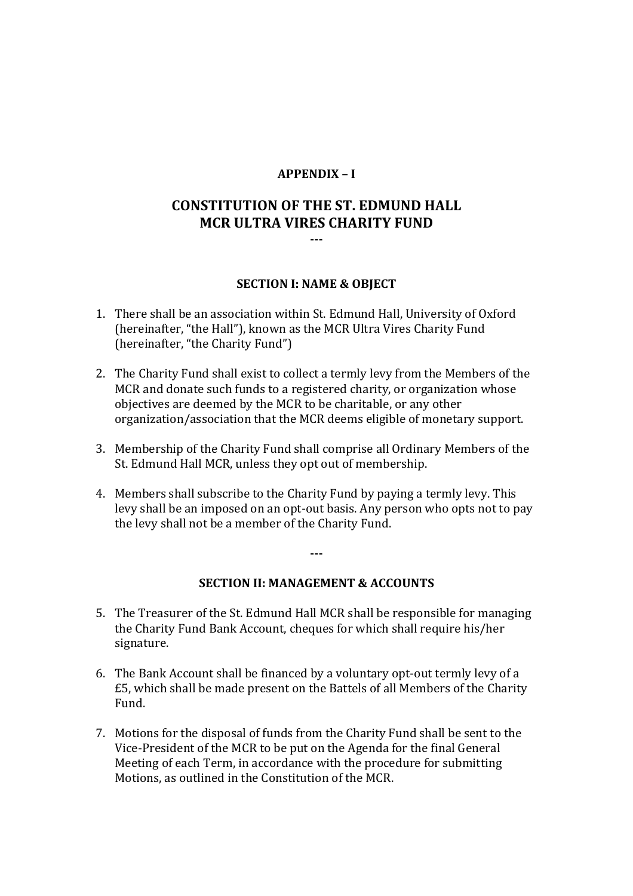**APPENDIX – I**

# CONSTITUTION OF THE ST. EDMUND HALL MCR ULTRA VIRES CHARITY FUND

---

## SECTION I: NAME & OBJECT

1. There shall be an association within St. Edmund Hall, University of Oxford (hereinafter, "the Hall"), known as the MCR Ultra Vires Charity Fund (hereinafter, "the Charity Fund")

2. The Charity Fund shall exist to collect a termly levy from the Members of the MCR and donate such funds to a registered charity, or organization whose objectives are deemed by the MCR to be charitable, or any other organization/association that the MCR deems eligible of monetary support.

3. Membership of the Charity Fund shall comprise all Ordinary Members of the St. Edmund Hall MCR, unless they opt out of membership.

4. Members shall subscribe to the Charity Fund by paying a termly levy. This levy shall be an imposed on an opt-out basis. Any person who opts not to pay the levy shall not be a member of the Charity Fund.

---

## SECTION II: MANAGEMENT & ACCOUNTS

5. The Treasurer of the St. Edmund Hall MCR shall be responsible for managing the Charity Fund Bank Account, cheques for which shall require his/her signature.

6. The Bank Account shall be financed by a voluntary opt-out termly levy of a £5, which shall be made present on the Battels of all Members of the Charity Fund.

7. Motions for the disposal of funds from the Charity Fund shall be sent to the Vice-President of the MCR to be put on the Agenda for the final General Meeting of each Term, in accordance with the procedure for submitting Motions, as outlined in the Constitution of the MCR.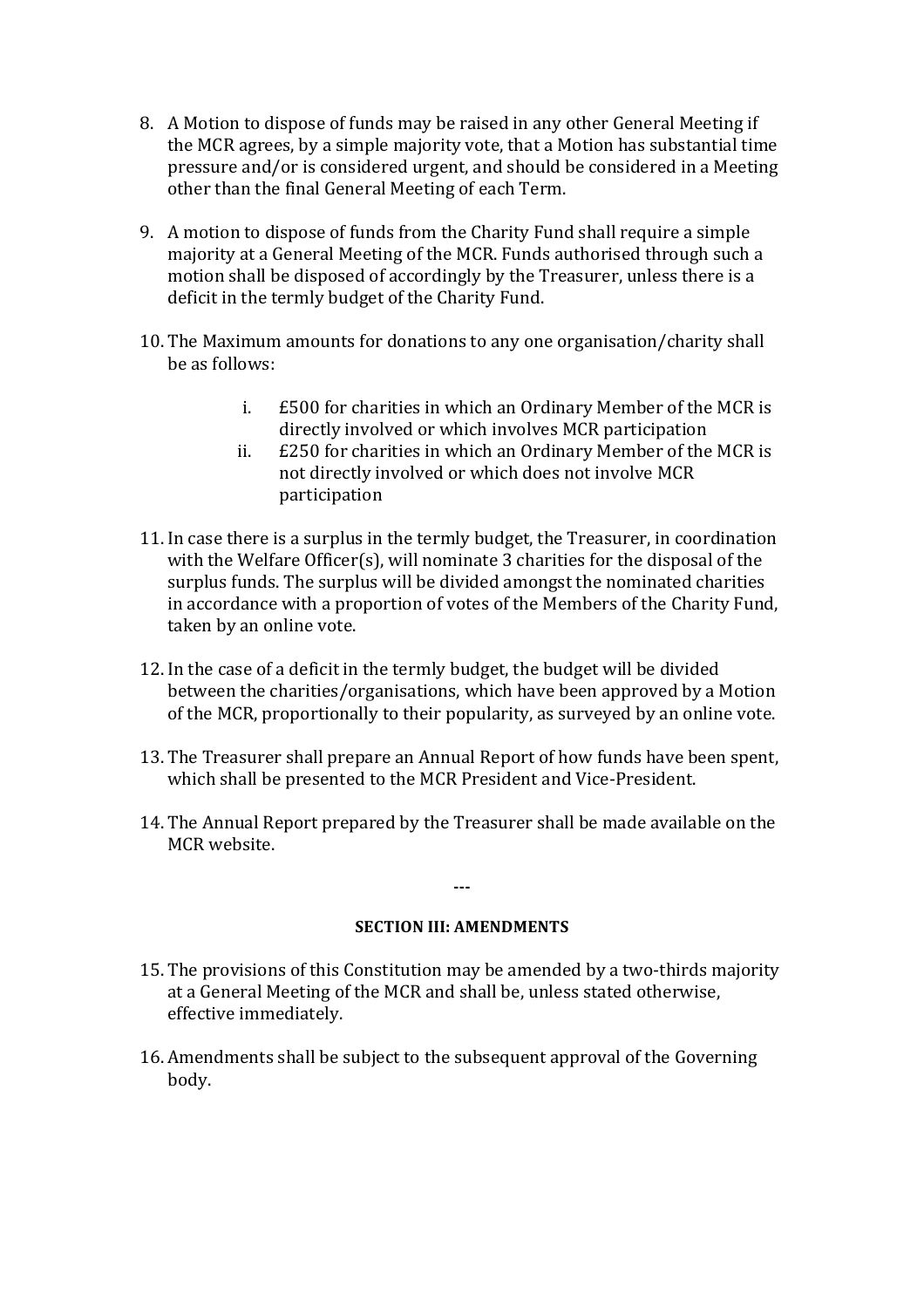8. A Motion to dispose of funds may be raised in any other General Meeting if the MCR agrees, by a simple majority vote, that a Motion has substantial time pressure and/or is considered urgent, and should be considered in a Meeting other than the final General Meeting of each Term.

9. A motion to dispose of funds from the Charity Fund shall require a simple majority at a General Meeting of the MCR. Funds authorised through such a motion shall be disposed of accordingly by the Treasurer, unless there is a deficit in the termly budget of the Charity Fund.

10. The Maximum amounts for donations to any one organisation/charity shall be as follows:

    i. £500 for charities in which an Ordinary Member of the MCR is directly involved or which involves MCR participation
    ii. £250 for charities in which an Ordinary Member of the MCR is not directly involved or which does not involve MCR participation

11. In case there is a surplus in the termly budget, the Treasurer, in coordination with the Welfare Officer(s), will nominate 3 charities for the disposal of the surplus funds. The surplus will be divided amongst the nominated charities in accordance with a proportion of votes of the Members of the Charity Fund, taken by an online vote.

12. In the case of a deficit in the termly budget, the budget will be divided between the charities/organisations, which have been approved by a Motion of the MCR, proportionally to their popularity, as surveyed by an online vote.

13. The Treasurer shall prepare an Annual Report of how funds have been spent, which shall be presented to the MCR President and Vice-President.

14. The Annual Report prepared by the Treasurer shall be made available on the MCR website.

---

**SECTION III: AMENDMENTS**

15. The provisions of this Constitution may be amended by a two-thirds majority at a General Meeting of the MCR and shall be, unless stated otherwise, effective immediately.

16. Amendments shall be subject to the subsequent approval of the Governing body.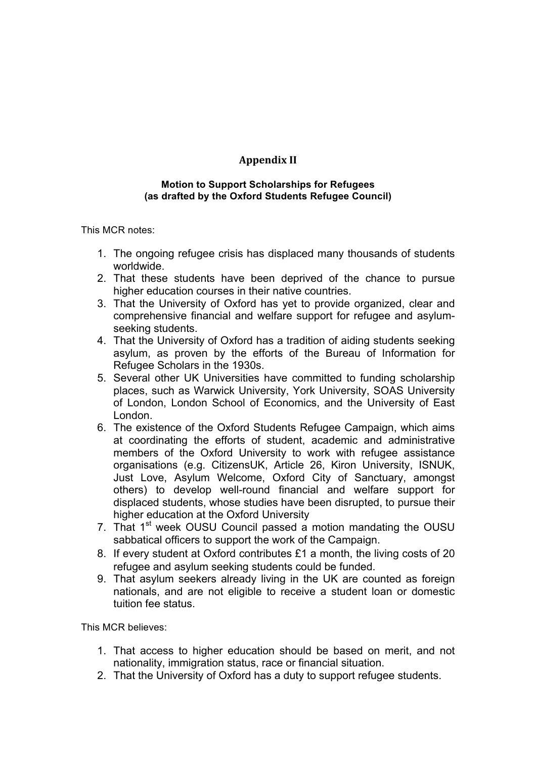# Appendix II

**Motion to Support Scholarships for Refugees**
**(as drafted by the Oxford Students Refugee Council)**

This MCR notes:

1. The ongoing refugee crisis has displaced many thousands of students worldwide.
2. That these students have been deprived of the chance to pursue higher education courses in their native countries.
3. That the University of Oxford has yet to provide organized, clear and comprehensive financial and welfare support for refugee and asylum-seeking students.
4. That the University of Oxford has a tradition of aiding students seeking asylum, as proven by the efforts of the Bureau of Information for Refugee Scholars in the 1930s.
5. Several other UK Universities have committed to funding scholarship places, such as Warwick University, York University, SOAS University of London, London School of Economics, and the University of East London.
6. The existence of the Oxford Students Refugee Campaign, which aims at coordinating the efforts of student, academic and administrative members of the Oxford University to work with refugee assistance organisations (e.g. CitizensUK, Article 26, Kiron University, ISNUK, Just Love, Asylum Welcome, Oxford City of Sanctuary, amongst others) to develop well-round financial and welfare support for displaced students, whose studies have been disrupted, to pursue their higher education at the Oxford University
7. That 1st week OUSU Council passed a motion mandating the OUSU sabbatical officers to support the work of the Campaign.
8. If every student at Oxford contributes £1 a month, the living costs of 20 refugee and asylum seeking students could be funded.
9. That asylum seekers already living in the UK are counted as foreign nationals, and are not eligible to receive a student loan or domestic tuition fee status.

This MCR believes:

1. That access to higher education should be based on merit, and not nationality, immigration status, race or financial situation.
2. That the University of Oxford has a duty to support refugee students.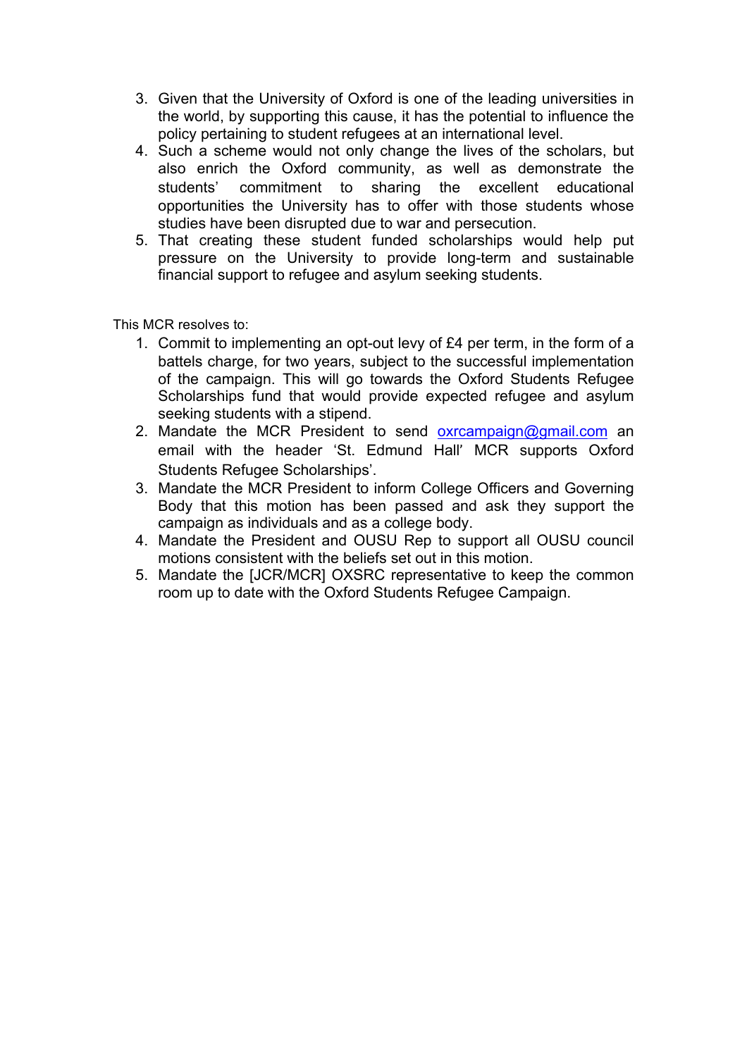3. Given that the University of Oxford is one of the leading universities in the world, by supporting this cause, it has the potential to influence the policy pertaining to student refugees at an international level.
4. Such a scheme would not only change the lives of the scholars, but also enrich the Oxford community, as well as demonstrate the students' commitment to sharing the excellent educational opportunities the University has to offer with those students whose studies have been disrupted due to war and persecution.
5. That creating these student funded scholarships would help put pressure on the University to provide long-term and sustainable financial support to refugee and asylum seeking students.

This MCR resolves to:

1. Commit to implementing an opt-out levy of £4 per term, in the form of a battels charge, for two years, subject to the successful implementation of the campaign. This will go towards the Oxford Students Refugee Scholarships fund that would provide expected refugee and asylum seeking students with a stipend.
2. Mandate the MCR President to send oxrcampaign@gmail.com an email with the header 'St. Edmund Hall' MCR supports Oxford Students Refugee Scholarships'.
3. Mandate the MCR President to inform College Officers and Governing Body that this motion has been passed and ask they support the campaign as individuals and as a college body.
4. Mandate the President and OUSU Rep to support all OUSU council motions consistent with the beliefs set out in this motion.
5. Mandate the [JCR/MCR] OXSRC representative to keep the common room up to date with the Oxford Students Refugee Campaign.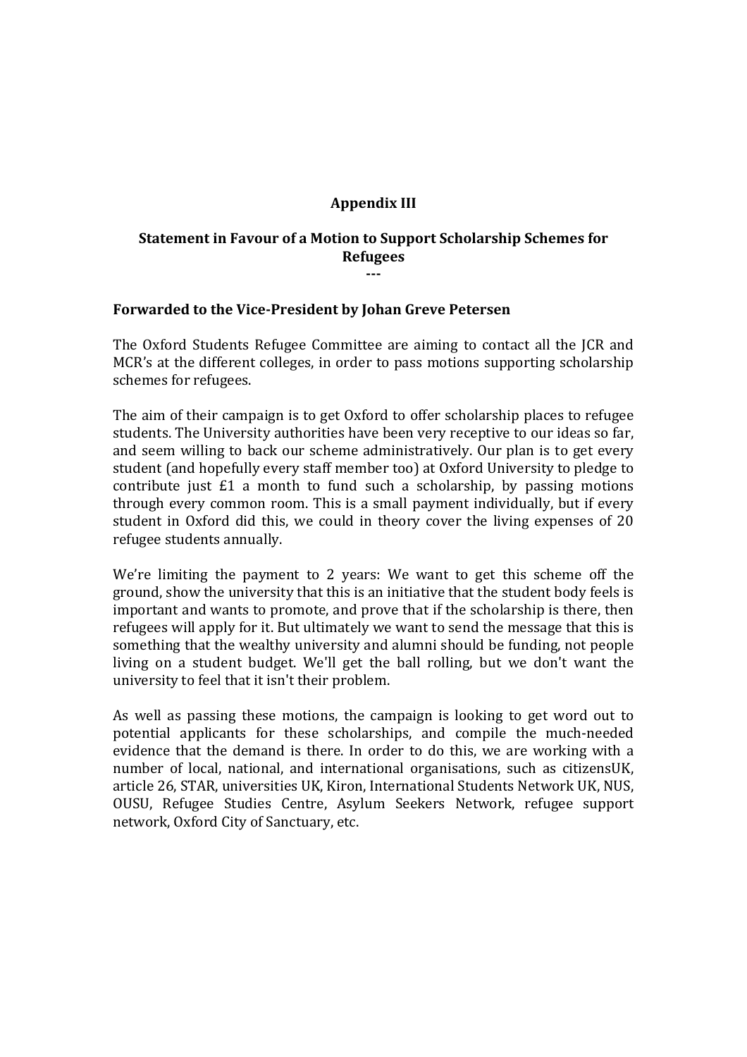## Appendix III

### Statement in Favour of a Motion to Support Scholarship Schemes for Refugees

---

**Forwarded to the Vice-President by Johan Greve Petersen**

The Oxford Students Refugee Committee are aiming to contact all the JCR and MCR's at the different colleges, in order to pass motions supporting scholarship schemes for refugees.

The aim of their campaign is to get Oxford to offer scholarship places to refugee students. The University authorities have been very receptive to our ideas so far, and seem willing to back our scheme administratively. Our plan is to get every student (and hopefully every staff member too) at Oxford University to pledge to contribute just £1 a month to fund such a scholarship, by passing motions through every common room. This is a small payment individually, but if every student in Oxford did this, we could in theory cover the living expenses of 20 refugee students annually.

We're limiting the payment to 2 years: We want to get this scheme off the ground, show the university that this is an initiative that the student body feels is important and wants to promote, and prove that if the scholarship is there, then refugees will apply for it. But ultimately we want to send the message that this is something that the wealthy university and alumni should be funding, not people living on a student budget. We'll get the ball rolling, but we don't want the university to feel that it isn't their problem.

As well as passing these motions, the campaign is looking to get word out to potential applicants for these scholarships, and compile the much-needed evidence that the demand is there. In order to do this, we are working with a number of local, national, and international organisations, such as citizensUK, article 26, STAR, universities UK, Kiron, International Students Network UK, NUS, OUSU, Refugee Studies Centre, Asylum Seekers Network, refugee support network, Oxford City of Sanctuary, etc.